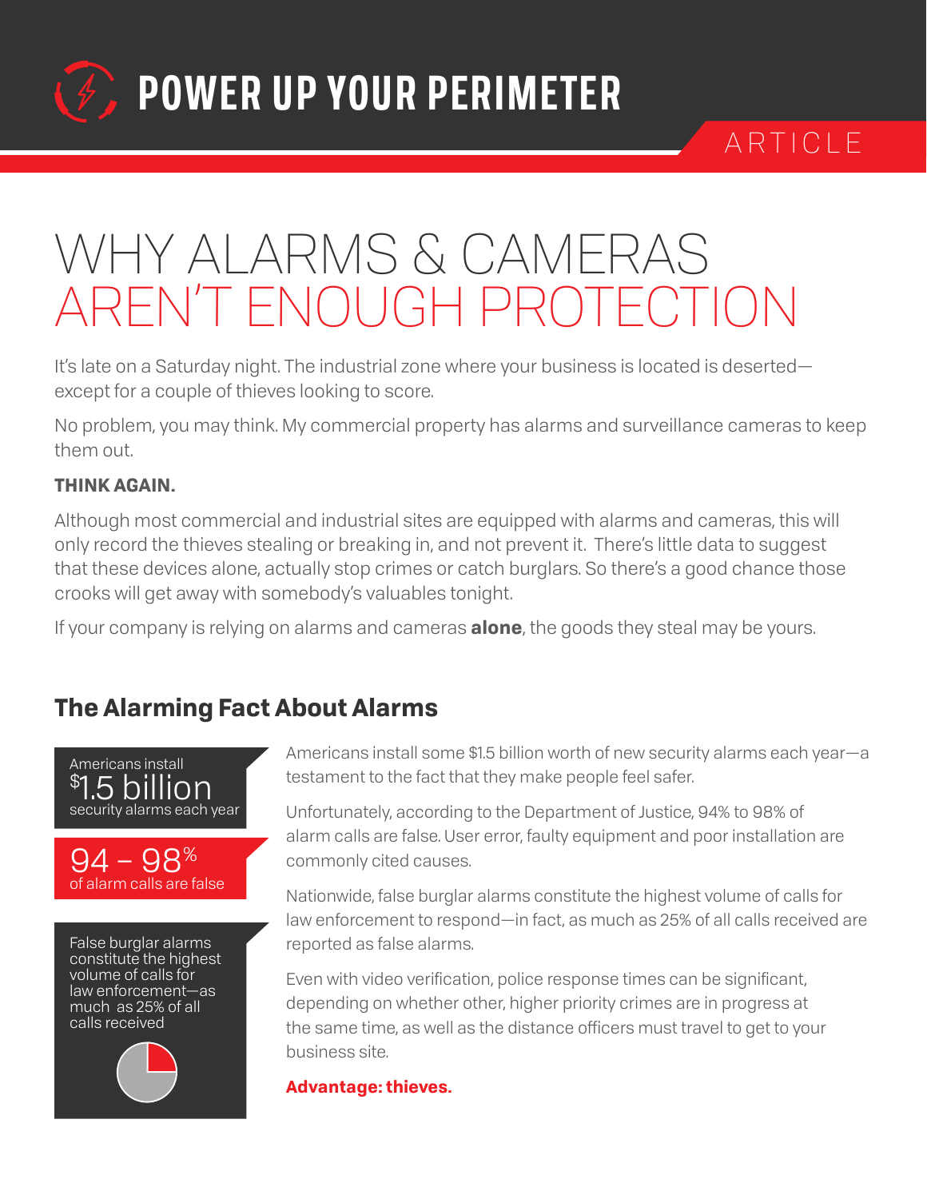POWER UP YOUR PERIMETER

ARTICLE

# WHY ALARMS & CAMERAS AREN'T ENOUGH PROTECTION

It's late on a Saturday night. The industrial zone where your business is located is deserted—except for a couple of thieves looking to score.

No problem, you may think. My commercial property has alarms and surveillance cameras to keep them out.

**THINK AGAIN.**

Although most commercial and industrial sites are equipped with alarms and cameras, this will only record the thieves stealing or breaking in, and not prevent it. There's little data to suggest that these devices alone, actually stop crimes or catch burglars. So there's a good chance those crooks will get away with somebody's valuables tonight.

If your company is relying on alarms and cameras **alone**, the goods they steal may be yours.

## The Alarming Fact About Alarms

Americans install $1.5 billion security alarms each year

94 – 98% of alarm calls are false

False burglar alarms constitute the highest volume of calls for law enforcement—as much as 25% of all calls received

Americans install some $1.5 billion worth of new security alarms each year—a testament to the fact that they make people feel safer.

Unfortunately, according to the Department of Justice, 94% to 98% of alarm calls are false. User error, faulty equipment and poor installation are commonly cited causes.

Nationwide, false burglar alarms constitute the highest volume of calls for law enforcement to respond—in fact, as much as 25% of all calls received are reported as false alarms.

Even with video verification, police response times can be significant, depending on whether other, higher priority crimes are in progress at the same time, as well as the distance officers must travel to get to your business site.

**Advantage: thieves.**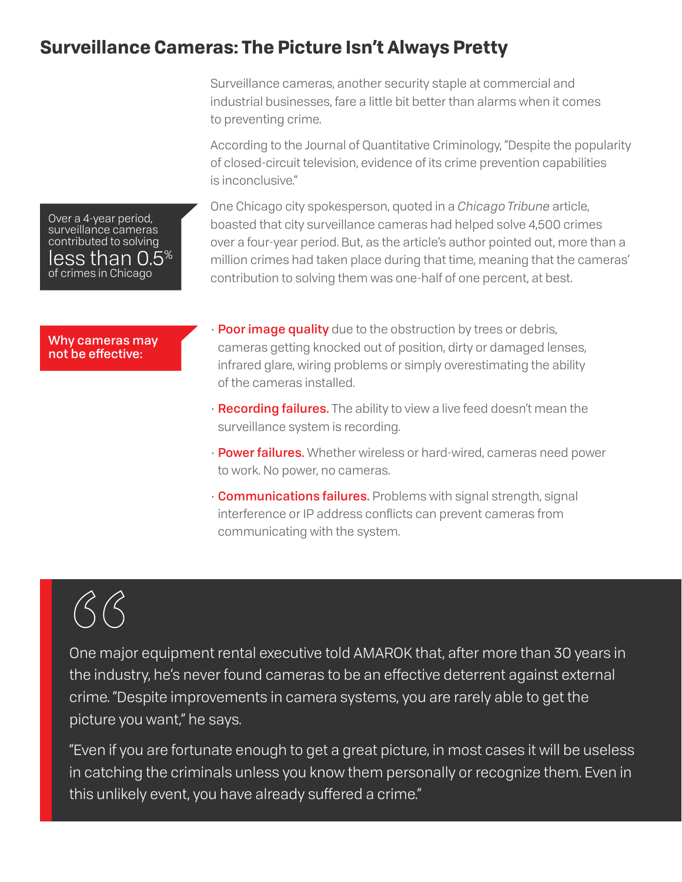## Surveillance Cameras: The Picture Isn't Always Pretty

Surveillance cameras, another security staple at commercial and industrial businesses, fare a little bit better than alarms when it comes to preventing crime.

According to the Journal of Quantitative Criminology, "Despite the popularity of closed-circuit television, evidence of its crime prevention capabilities is inconclusive."

Over a 4-year period, surveillance cameras contributed to solving **less than 0.5%** of crimes in Chicago

One Chicago city spokesperson, quoted in a *Chicago Tribune* article, boasted that city surveillance cameras had helped solve 4,500 crimes over a four-year period. But, as the article's author pointed out, more than a million crimes had taken place during that time, meaning that the cameras' contribution to solving them was one-half of one percent, at best.

**Why cameras may not be effective:**

- **Poor image quality** due to the obstruction by trees or debris, cameras getting knocked out of position, dirty or damaged lenses, infrared glare, wiring problems or simply overestimating the ability of the cameras installed.
- **Recording failures.** The ability to view a live feed doesn't mean the surveillance system is recording.
- **Power failures.** Whether wireless or hard-wired, cameras need power to work. No power, no cameras.
- **Communications failures.** Problems with signal strength, signal interference or IP address conflicts can prevent cameras from communicating with the system.

> One major equipment rental executive told AMAROK that, after more than 30 years in the industry, he's never found cameras to be an effective deterrent against external crime. "Despite improvements in camera systems, you are rarely able to get the picture you want," he says.
>
> "Even if you are fortunate enough to get a great picture, in most cases it will be useless in catching the criminals unless you know them personally or recognize them. Even in this unlikely event, you have already suffered a crime."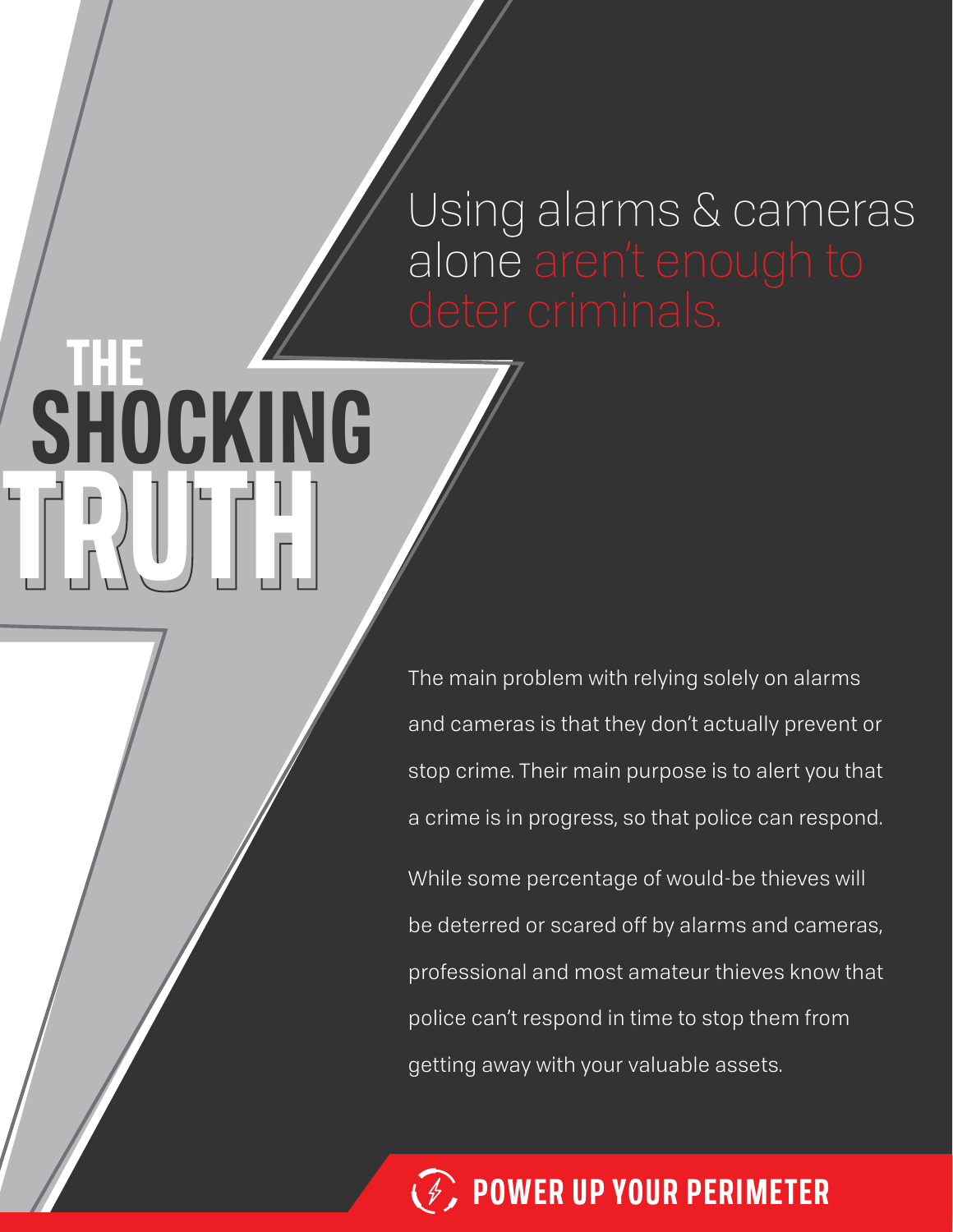# THE SHOCKING TRUTH

## Using alarms & cameras alone aren't enough to deter criminals.

The main problem with relying solely on alarms and cameras is that they don't actually prevent or stop crime. Their main purpose is to alert you that a crime is in progress, so that police can respond.

While some percentage of would-be thieves will be deterred or scared off by alarms and cameras, professional and most amateur thieves know that police can't respond in time to stop them from getting away with your valuable assets.

**POWER UP YOUR PERIMETER**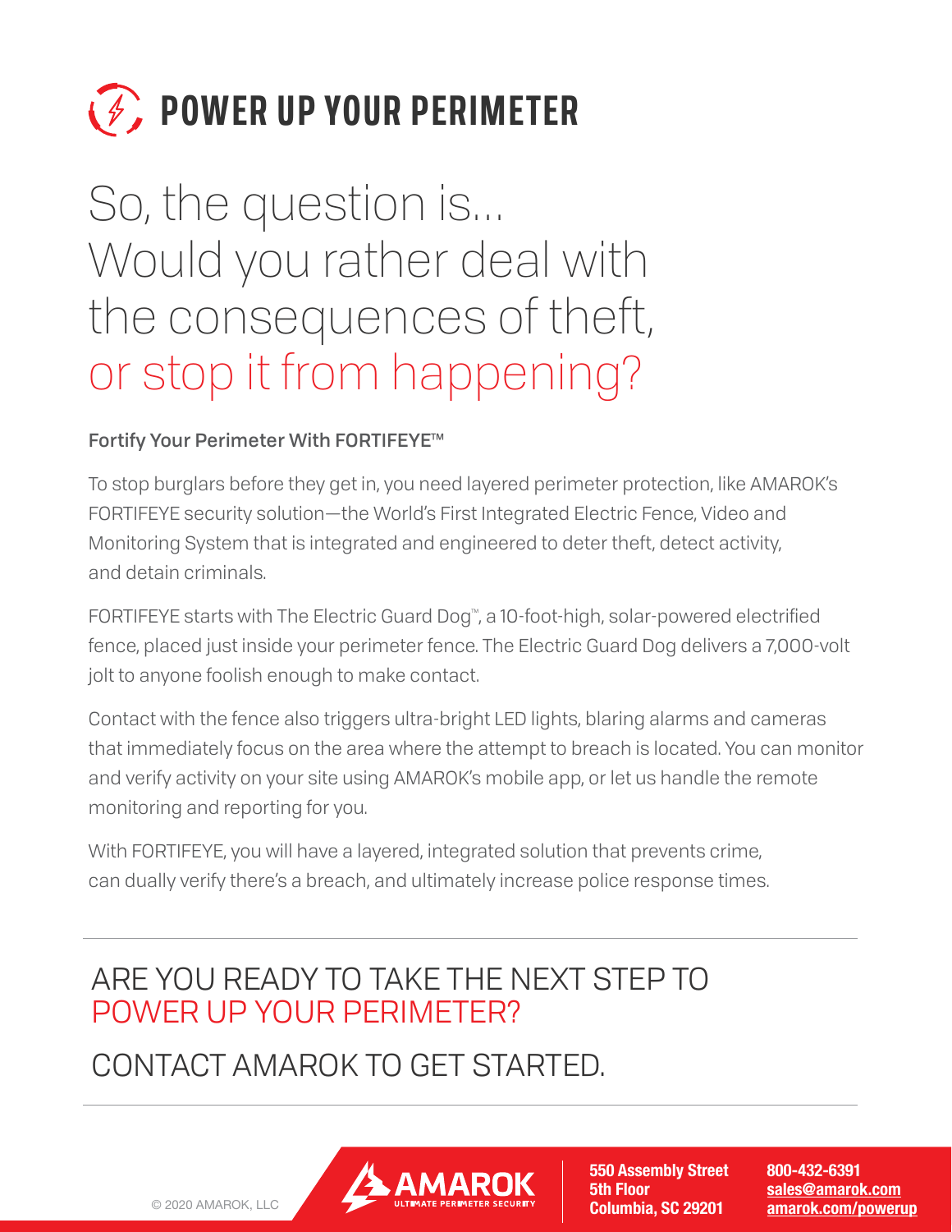# POWER UP YOUR PERIMETER

## So, the question is... Would you rather deal with the consequences of theft, or stop it from happening?

**Fortify Your Perimeter With FORTIFEYE™**

To stop burglars before they get in, you need layered perimeter protection, like AMAROK's FORTIFEYE security solution—the World's First Integrated Electric Fence, Video and Monitoring System that is integrated and engineered to deter theft, detect activity, and detain criminals.

FORTIFEYE starts with The Electric Guard Dog™, a 10-foot-high, solar-powered electrified fence, placed just inside your perimeter fence. The Electric Guard Dog delivers a 7,000-volt jolt to anyone foolish enough to make contact.

Contact with the fence also triggers ultra-bright LED lights, blaring alarms and cameras that immediately focus on the area where the attempt to breach is located. You can monitor and verify activity on your site using AMAROK's mobile app, or let us handle the remote monitoring and reporting for you.

With FORTIFEYE, you will have a layered, integrated solution that prevents crime, can dually verify there's a breach, and ultimately increase police response times.

---

## ARE YOU READY TO TAKE THE NEXT STEP TO POWER UP YOUR PERIMETER?

## CONTACT AMAROK TO GET STARTED.

---

© 2020 AMAROK, LLC

AMAROK
ULTIMATE PERIMETER SECURITY

**550 Assembly Street**
**5th Floor**
**Columbia, SC 29201**

**800-432-6391**
**sales@amarok.com**
**amarok.com/powerup**